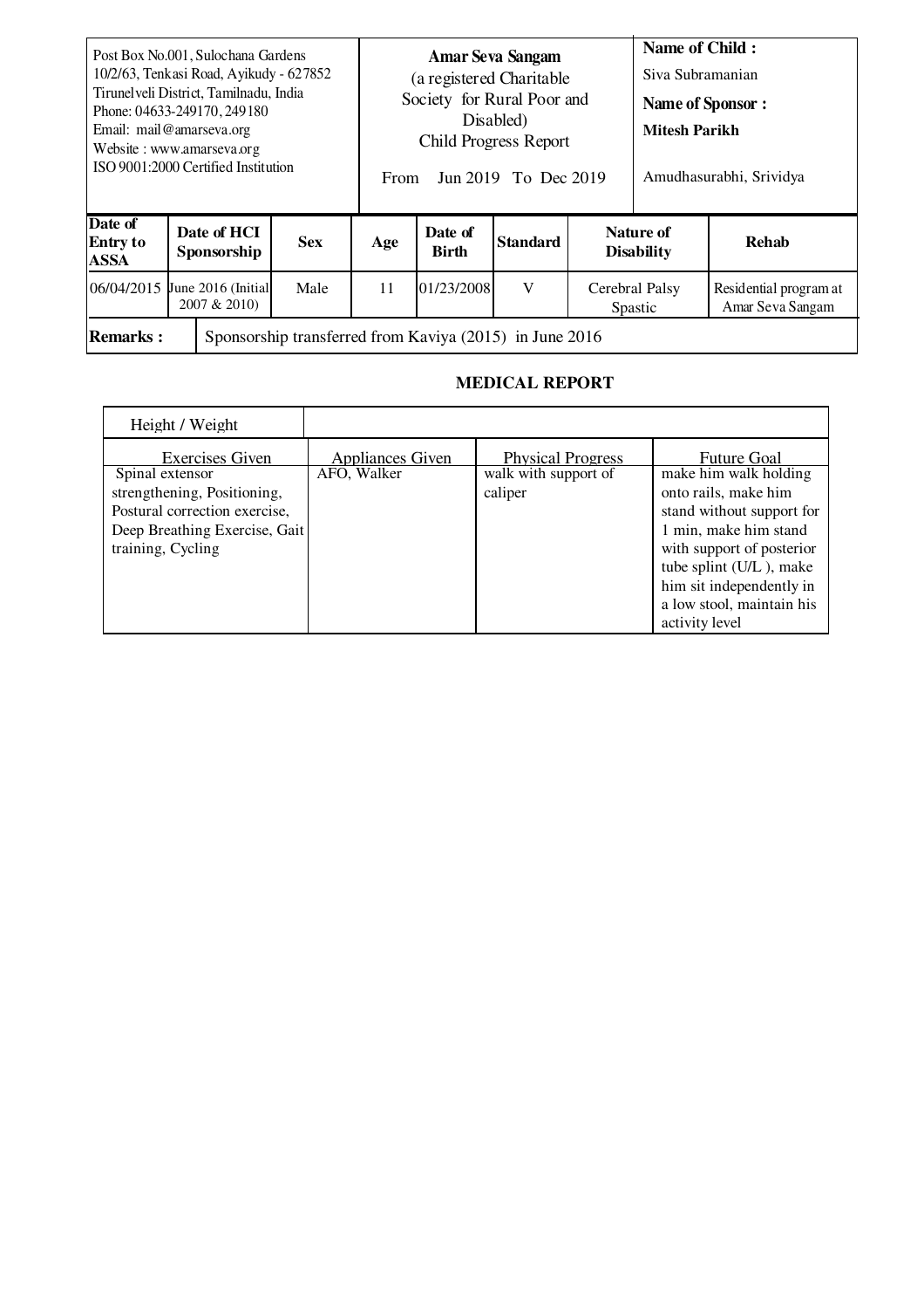Post Box No.001, Sulochana Gardens
10/2/63, Tenkasi Road, Ayikudy - 627852
Tirunelveli District, Tamilnadu, India
Phone: 04633-249170, 249180
Email: mail@amarseva.org
Website : www.amarseva.org
ISO 9001:2000 Certified Institution

**Amar Seva Sangam**
(a registered Charitable Society for Rural Poor and Disabled)
Child Progress Report

From Jun 2019 To Dec 2019

**Name of Child :**
Siva Subramanian

**Name of Sponsor :**
**Mitesh Parikh**

Amudhasurabhi, Srividya

| Date of Entry to ASSA | Date of HCI Sponsorship | Sex | Age | Date of Birth | Standard | Nature of Disability | Rehab |
|---|---|---|---|---|---|---|---|
| 06/04/2015 | June 2016 (Initial 2007 & 2010) | Male | 11 | 01/23/2008 | V | Cerebral Palsy Spastic | Residential program at Amar Seva Sangam |

**Remarks :** Sponsorship transferred from Kaviya (2015) in June 2016

## MEDICAL REPORT

| Height / Weight | | | |
|---|---|---|---|
| **Exercises Given** | **Appliances Given** | **Physical Progress** | **Future Goal** |
| Spinal extensor strengthening, Positioning, Postural correction exercise, Deep Breathing Exercise, Gait training, Cycling | AFO, Walker | walk with support of caliper | make him walk holding onto rails, make him stand without support for 1 min, make him stand with support of posterior tube splint (U/L ), make him sit independently in a low stool, maintain his activity level |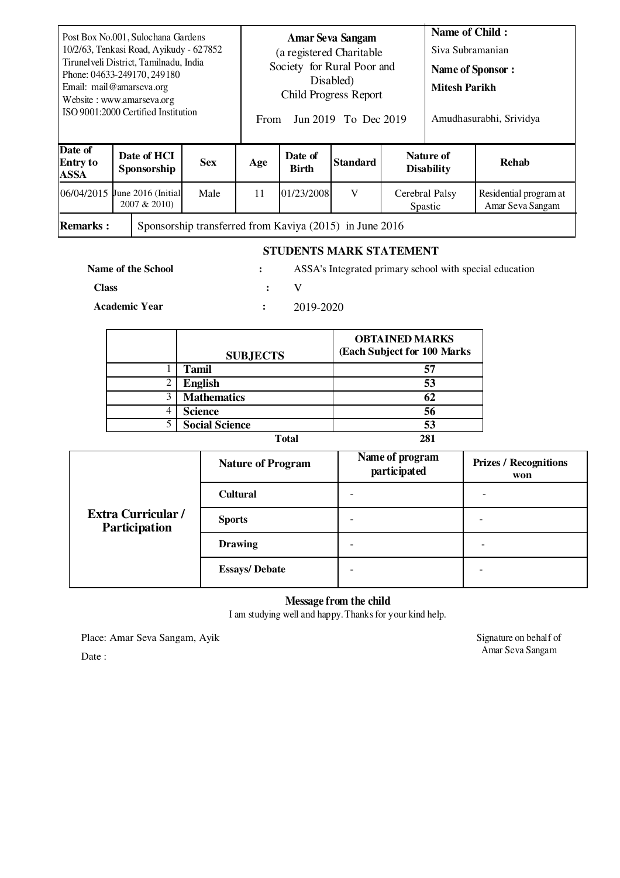| Post Box No.001, Sulochana Gardens<br>10/2/63, Tenkasi Road, Ayikudy - 627852<br>Tirunelveli District, Tamilnadu, India<br>Phone: 04633-249170, 249180<br>Email: mail@amarseva.org<br>Website : www.amarseva.org<br>ISO 9001:2000 Certified Institution | **Amar Seva Sangam**<br>(a registered Charitable Society for Rural Poor and Disabled)<br>Child Progress Report<br><br>From Jun 2019 To Dec 2019 | **Name of Child :**<br>Siva Subramanian<br>**Name of Sponsor :**<br>**Mitesh Parikh**<br><br>Amudhasurabhi, Srividya |
|---|---|---|

| Date of Entry to ASSA | Date of HCI Sponsorship | Sex | Age | Date of Birth | Standard | Nature of Disability | Rehab |
|---|---|---|---|---|---|---|---|
| 06/04/2015 | June 2016 (Initial 2007 & 2010) | Male | 11 | 01/23/2008 | V | Cerebral Palsy Spastic | Residential program at Amar Seva Sangam |
| **Remarks :** | Sponsorship transferred from Kaviya (2015) in June 2016 | | | | | | |

## STUDENTS MARK STATEMENT

**Name of the School** : ASSA's Integrated primary school with special education

**Class** : V

**Academic Year** : 2019-2020

| | SUBJECTS | OBTAINED MARKS (Each Subject for 100 Marks |
|---|---|---|
| 1 | **Tamil** | **57** |
| 2 | **English** | **53** |
| 3 | **Mathematics** | **62** |
| 4 | **Science** | **56** |
| 5 | **Social Science** | **53** |
| | **Total** | **281** |

| | Nature of Program | Name of program participated | Prizes / Recognitions won |
|---|---|---|---|
| **Extra Curricular / Participation** | **Cultural** | - | - |
| | **Sports** | - | - |
| | **Drawing** | - | - |
| | **Essays/ Debate** | - | - |

**Message from the child**

I am studying well and happy. Thanks for your kind help.

Place: Amar Seva Sangam, Ayik

Date :

Signature on behalf of Amar Seva Sangam